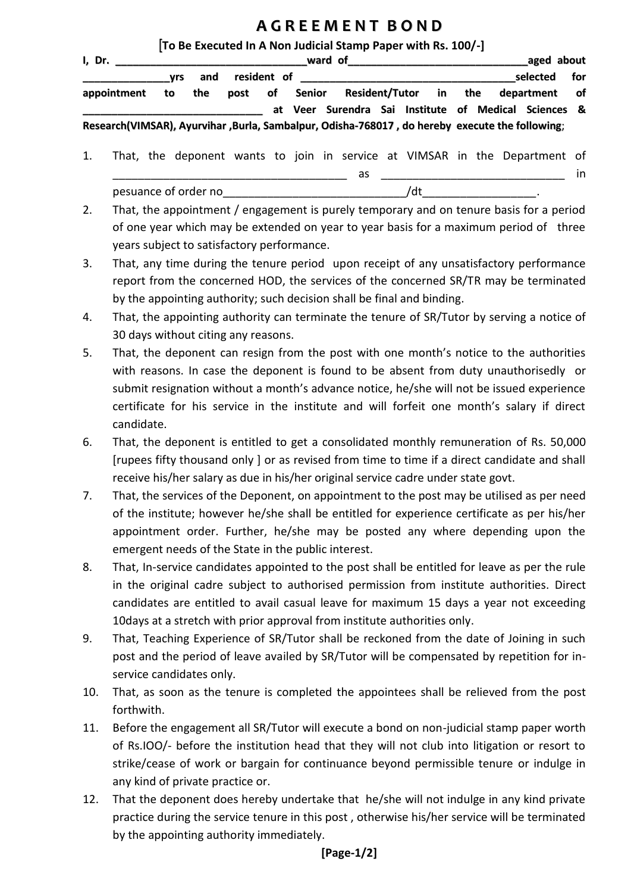# AGREEMENT BOND

[To Be Executed In A Non Judicial Stamp Paper with Rs. 100/-]

**I, Dr. ________________________________ward of______________________________aged about ______________yrs and resident of ____________________________________selected for appointment to the post of Senior Resident/Tutor in the department of ______________________________ at Veer Surendra Sai Institute of Medical Sciences & Research(VIMSAR), Ayurvihar ,Burla, Sambalpur, Odisha-768017 , do hereby execute the following**;

1. That, the deponent wants to join in service at VIMSAR in the Department of ______________________________________ as ______________________________ in pesuance of order no_____________________________/dt_________________.
2. That, the appointment / engagement is purely temporary and on tenure basis for a period of one year which may be extended on year to year basis for a maximum period of three years subject to satisfactory performance.
3. That, any time during the tenure period upon receipt of any unsatisfactory performance report from the concerned HOD, the services of the concerned SR/TR may be terminated by the appointing authority; such decision shall be final and binding.
4. That, the appointing authority can terminate the tenure of SR/Tutor by serving a notice of 30 days without citing any reasons.
5. That, the deponent can resign from the post with one month's notice to the authorities with reasons. In case the deponent is found to be absent from duty unauthorisedly or submit resignation without a month's advance notice, he/she will not be issued experience certificate for his service in the institute and will forfeit one month's salary if direct candidate.
6. That, the deponent is entitled to get a consolidated monthly remuneration of Rs. 50,000 [rupees fifty thousand only ] or as revised from time to time if a direct candidate and shall receive his/her salary as due in his/her original service cadre under state govt.
7. That, the services of the Deponent, on appointment to the post may be utilised as per need of the institute; however he/she shall be entitled for experience certificate as per his/her appointment order. Further, he/she may be posted any where depending upon the emergent needs of the State in the public interest.
8. That, In-service candidates appointed to the post shall be entitled for leave as per the rule in the original cadre subject to authorised permission from institute authorities. Direct candidates are entitled to avail casual leave for maximum 15 days a year not exceeding 10days at a stretch with prior approval from institute authorities only.
9. That, Teaching Experience of SR/Tutor shall be reckoned from the date of Joining in such post and the period of leave availed by SR/Tutor will be compensated by repetition for in-service candidates only.
10. That, as soon as the tenure is completed the appointees shall be relieved from the post forthwith.
11. Before the engagement all SR/Tutor will execute a bond on non-judicial stamp paper worth of Rs.IOO/- before the institution head that they will not club into litigation or resort to strike/cease of work or bargain for continuance beyond permissible tenure or indulge in any kind of private practice or.
12. That the deponent does hereby undertake that he/she will not indulge in any kind private practice during the service tenure in this post , otherwise his/her service will be terminated by the appointing authority immediately.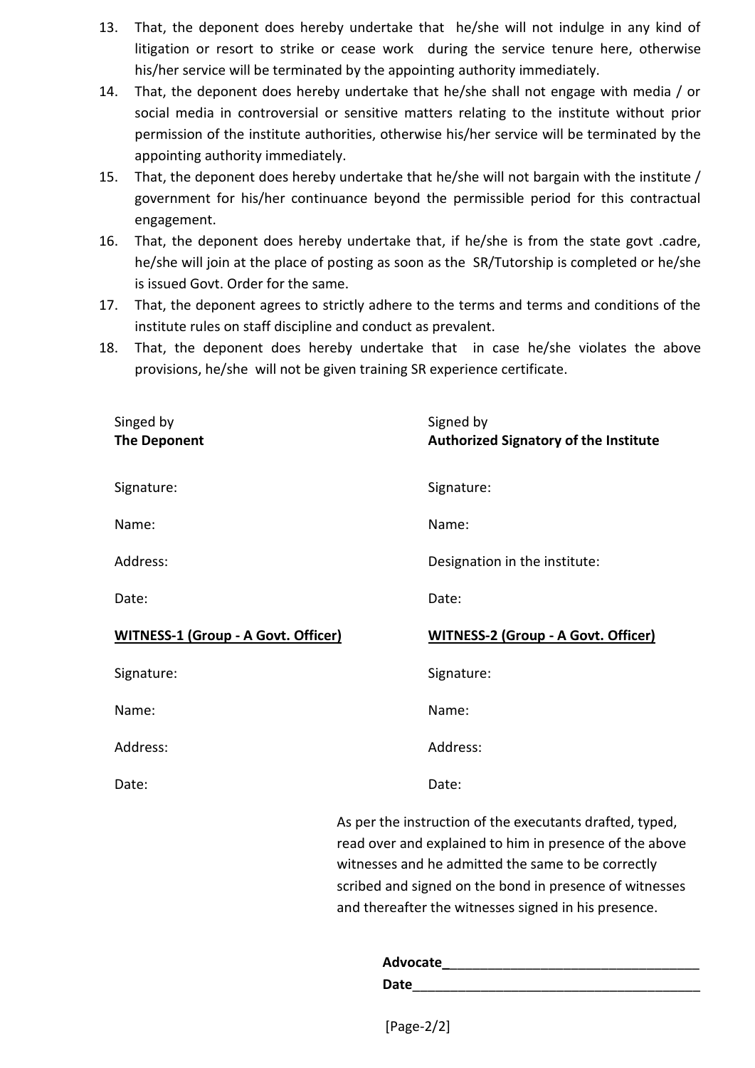13. That, the deponent does hereby undertake that he/she will not indulge in any kind of litigation or resort to strike or cease work during the service tenure here, otherwise his/her service will be terminated by the appointing authority immediately.
14. That, the deponent does hereby undertake that he/she shall not engage with media / or social media in controversial or sensitive matters relating to the institute without prior permission of the institute authorities, otherwise his/her service will be terminated by the appointing authority immediately.
15. That, the deponent does hereby undertake that he/she will not bargain with the institute / government for his/her continuance beyond the permissible period for this contractual engagement.
16. That, the deponent does hereby undertake that, if he/she is from the state govt .cadre, he/she will join at the place of posting as soon as the SR/Tutorship is completed or he/she is issued Govt. Order for the same.
17. That, the deponent agrees to strictly adhere to the terms and terms and conditions of the institute rules on staff discipline and conduct as prevalent.
18. That, the deponent does hereby undertake that in case he/she violates the above provisions, he/she will not be given training SR experience certificate.

| Singed by **The Deponent** | Signed by **Authorized Signatory of the Institute** |
|---|---|
| Signature: | Signature: |
| Name: | Name: |
| Address: | Designation in the institute: |
| Date: | Date: |
| **WITNESS-1 (Group - A Govt. Officer)** | **WITNESS-2 (Group - A Govt. Officer)** |
| Signature: | Signature: |
| Name: | Name: |
| Address: | Address: |
| Date: | Date: |

As per the instruction of the executants drafted, typed, read over and explained to him in presence of the above witnesses and he admitted the same to be correctly scribed and signed on the bond in presence of witnesses and thereafter the witnesses signed in his presence.

**Advocate**___________________________________

**Date**________________________________________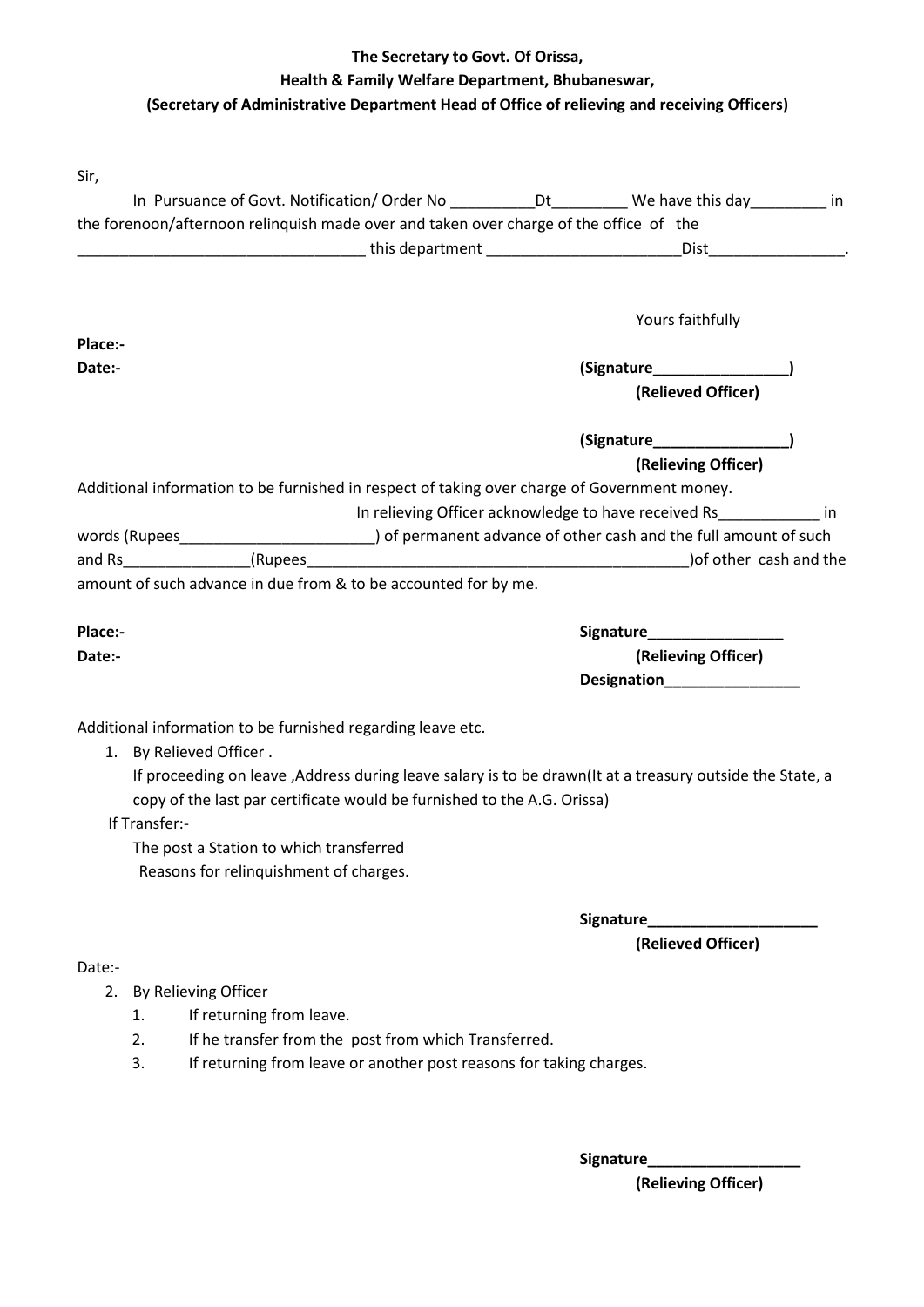**The Secretary to Govt. Of Orissa,**
**Health & Family Welfare Department, Bhubaneswar,**
**(Secretary of Administrative Department Head of Office of relieving and receiving Officers)**

Sir,

In Pursuance of Govt. Notification/ Order No __________Dt_________ We have this day_________ in the forenoon/afternoon relinquish made over and taken over charge of the office of the __________________________________ this department _______________________Dist________________.

Yours faithfully

**Place:-**

**Date:-**

**(Signature________________)**
**(Relieved Officer)**

**(Signature________________)**
**(Relieving Officer)**

Additional information to be furnished in respect of taking over charge of Government money.

In relieving Officer acknowledge to have received Rs____________ in words (Rupees_______________________) of permanent advance of other cash and the full amount of such and Rs_______________(Rupees_____________________________________________)of other cash and the amount of such advance in due from & to be accounted for by me.

**Place:-**

**Date:-**

**Signature________________**
**(Relieving Officer)**
**Designation________________**

Additional information to be furnished regarding leave etc.

1. By Relieved Officer .
   If proceeding on leave ,Address during leave salary is to be drawn(It at a treasury outside the State, a copy of the last par certificate would be furnished to the A.G. Orissa)

If Transfer:-

The post a Station to which transferred
Reasons for relinquishment of charges.

**Signature____________________**
**(Relieved Officer)**

Date:-

2. By Relieving Officer
   1. If returning from leave.
   2. If he transfer from the post from which Transferred.
   3. If returning from leave or another post reasons for taking charges.

**Signature__________________**
**(Relieving Officer)**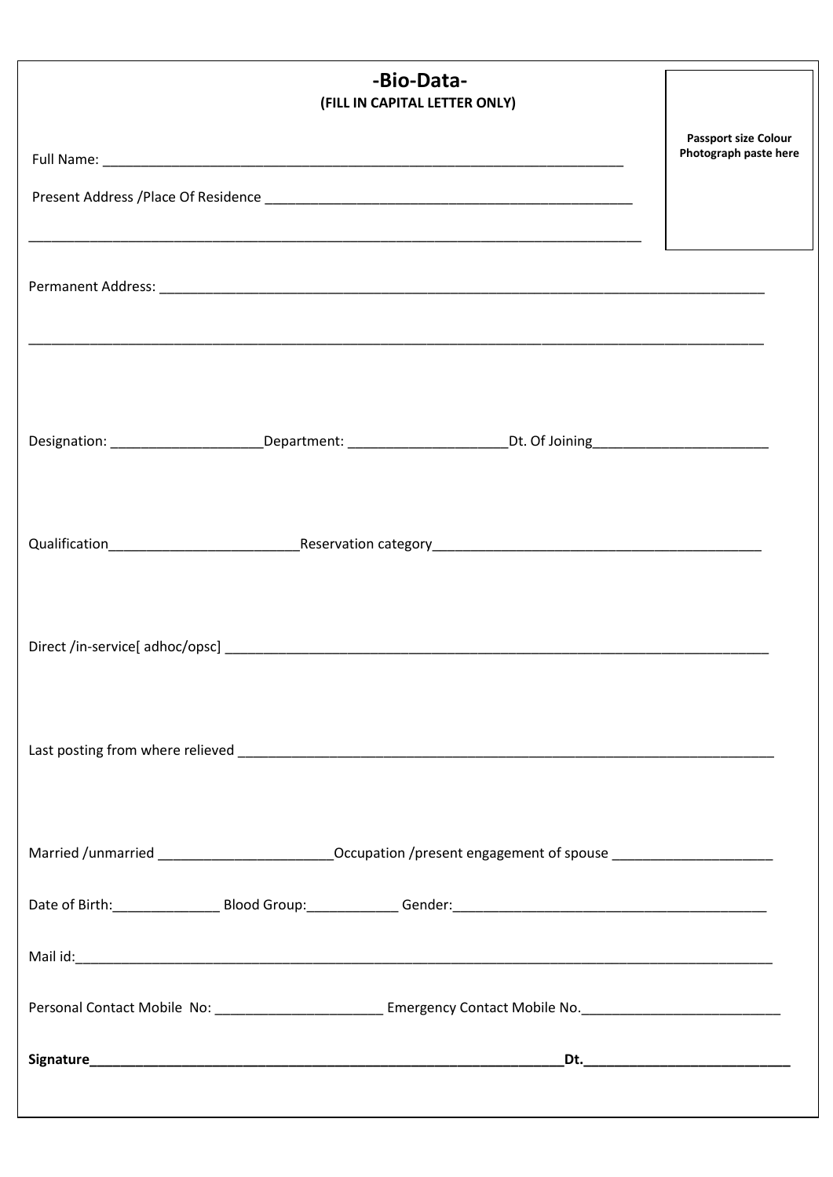# -Bio-Data-

**(FILL IN CAPITAL LETTER ONLY)**

Passport size Colour Photograph paste here

Full Name: ______________________________________________________________________

Present Address /Place Of Residence ______________________________________________

______________________________________________________________________________

Permanent Address: _____________________________________________________________

______________________________________________________________________________

Designation: ____________________Department: ____________________Dt. Of Joining_______________________

Qualification_________________________Reservation category_____________________________________________

Direct /in-service[ adhoc/opsc] ___________________________________________________________________

Last posting from where relieved _________________________________________________________________

Married /unmarried _______________________Occupation /present engagement of spouse _____________________

Date of Birth:______________ Blood Group:____________ Gender:__________________________________________

Mail id:________________________________________________________________________________________

Personal Contact Mobile No: ______________________ Emergency Contact Mobile No.__________________________

**Signature______________________________________________________________Dt.___________________________**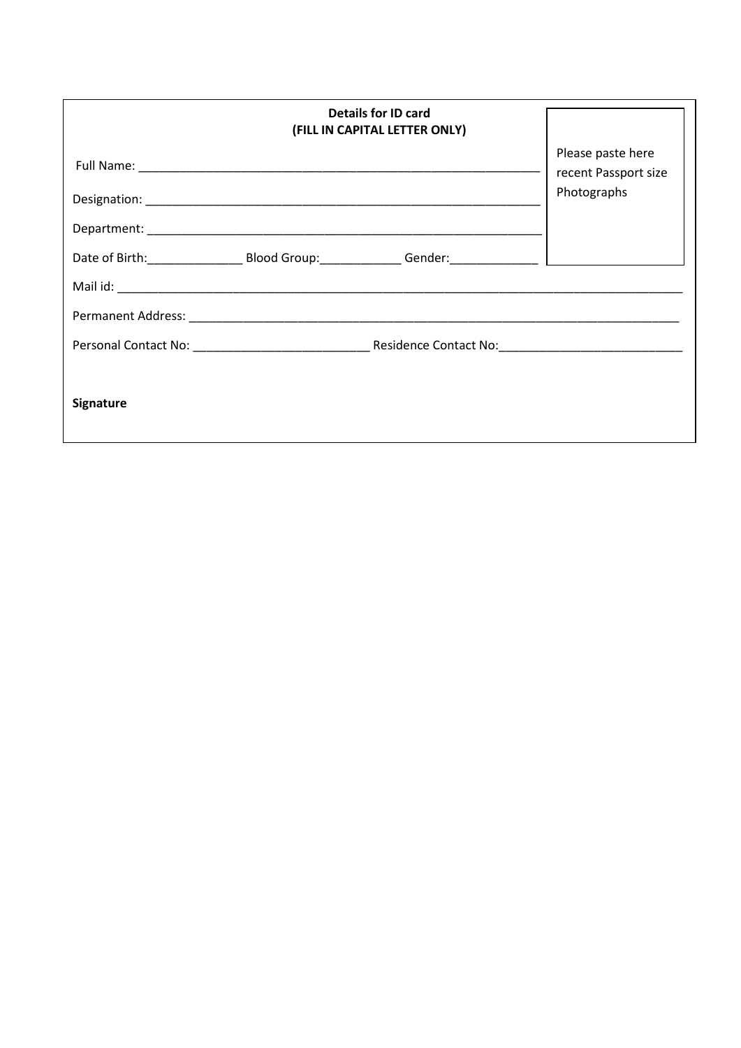**Details for ID card**
**(FILL IN CAPITAL LETTER ONLY)**

Please paste here recent Passport size Photographs

Full Name: ____________________________________________________________

Designation: ____________________________________________________________

Department: ____________________________________________________________

Date of Birth:______________ Blood Group:____________ Gender:_____________

Mail id: ______________________________________________________________________________________

Permanent Address: ____________________________________________________________________________

Personal Contact No: __________________________ Residence Contact No:___________________________

**Signature**